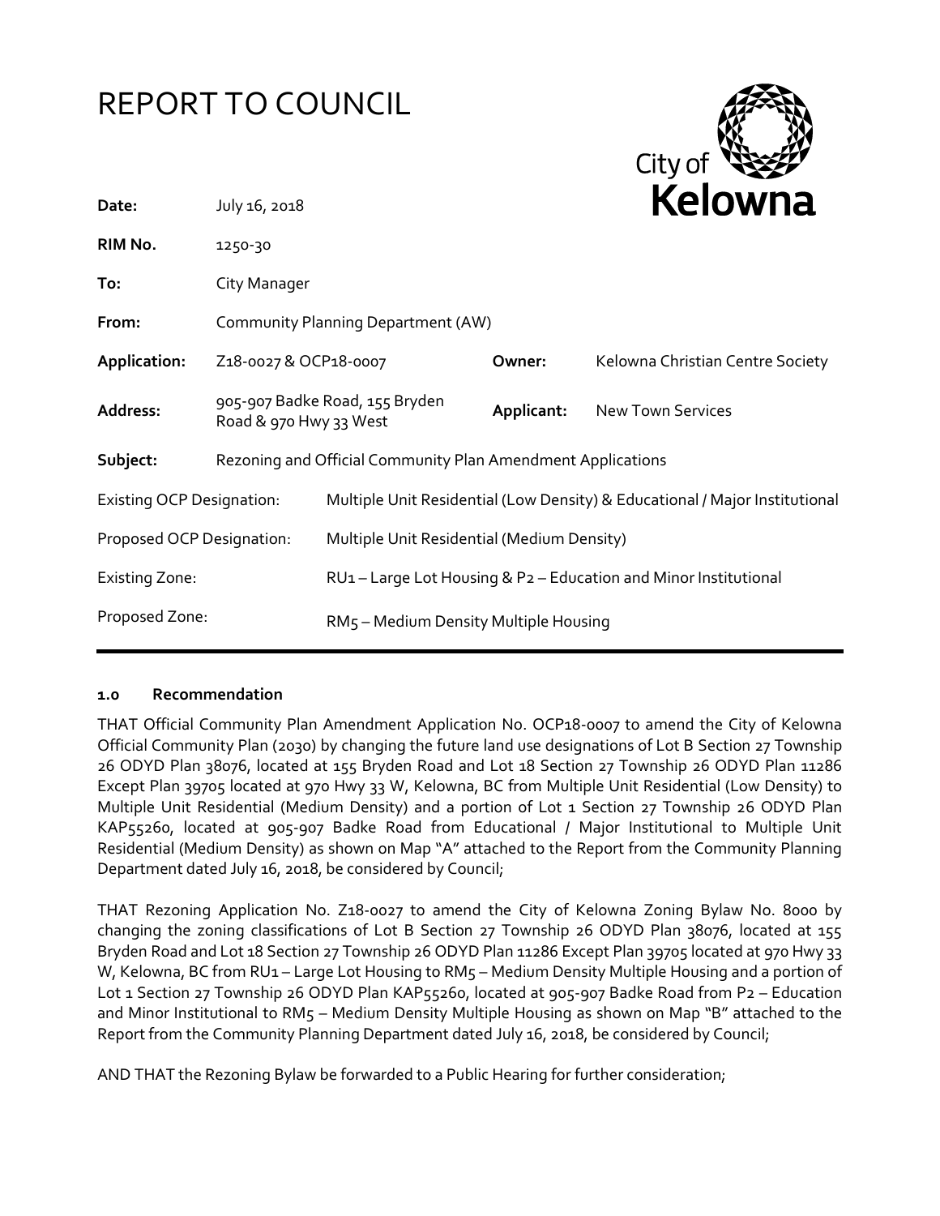# REPORT TO COUNCIL

City of Kelowna

| | | | |
|---|---|---|---|
| **Date:** | July 16, 2018 | | |
| **RIM No.** | 1250-30 | | |
| **To:** | City Manager | | |
| **From:** | Community Planning Department (AW) | | |
| **Application:** | Z18-0027 & OCP18-0007 | **Owner:** | Kelowna Christian Centre Society |
| **Address:** | 905-907 Badke Road, 155 Bryden Road & 970 Hwy 33 West | **Applicant:** | New Town Services |
| **Subject:** | Rezoning and Official Community Plan Amendment Applications | | |

| | |
|---|---|
| Existing OCP Designation: | Multiple Unit Residential (Low Density) & Educational / Major Institutional |
| Proposed OCP Designation: | Multiple Unit Residential (Medium Density) |
| Existing Zone: | RU1 – Large Lot Housing & P2 – Education and Minor Institutional |
| Proposed Zone: | RM5 – Medium Density Multiple Housing |

### 1.0 Recommendation

THAT Official Community Plan Amendment Application No. OCP18-0007 to amend the City of Kelowna Official Community Plan (2030) by changing the future land use designations of Lot B Section 27 Township 26 ODYD Plan 38076, located at 155 Bryden Road and Lot 18 Section 27 Township 26 ODYD Plan 11286 Except Plan 39705 located at 970 Hwy 33 W, Kelowna, BC from Multiple Unit Residential (Low Density) to Multiple Unit Residential (Medium Density) and a portion of Lot 1 Section 27 Township 26 ODYD Plan KAP55260, located at 905-907 Badke Road from Educational / Major Institutional to Multiple Unit Residential (Medium Density) as shown on Map "A" attached to the Report from the Community Planning Department dated July 16, 2018, be considered by Council;

THAT Rezoning Application No. Z18-0027 to amend the City of Kelowna Zoning Bylaw No. 8000 by changing the zoning classifications of Lot B Section 27 Township 26 ODYD Plan 38076, located at 155 Bryden Road and Lot 18 Section 27 Township 26 ODYD Plan 11286 Except Plan 39705 located at 970 Hwy 33 W, Kelowna, BC from RU1 – Large Lot Housing to RM5 – Medium Density Multiple Housing and a portion of Lot 1 Section 27 Township 26 ODYD Plan KAP55260, located at 905-907 Badke Road from P2 – Education and Minor Institutional to RM5 – Medium Density Multiple Housing as shown on Map "B" attached to the Report from the Community Planning Department dated July 16, 2018, be considered by Council;

AND THAT the Rezoning Bylaw be forwarded to a Public Hearing for further consideration;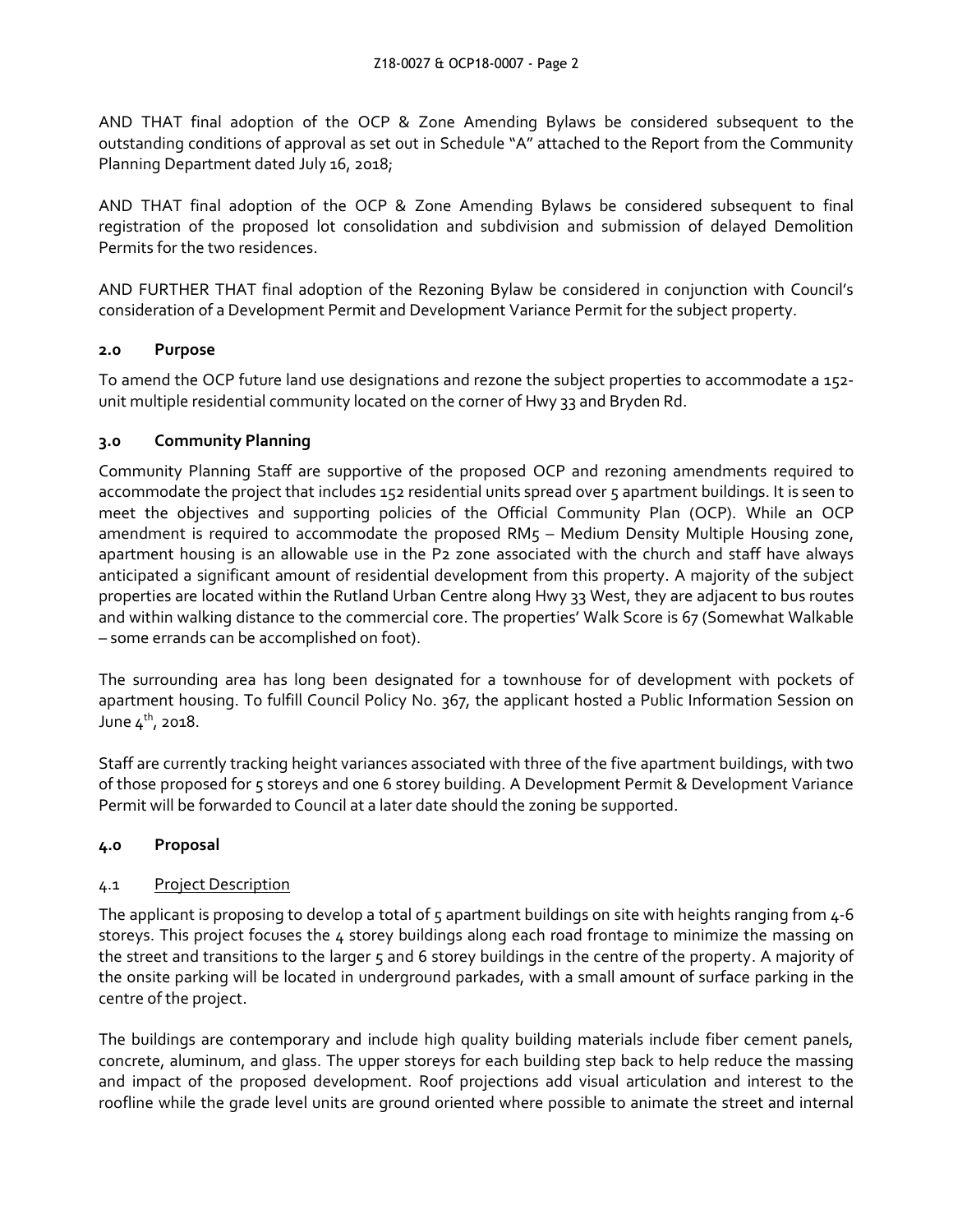AND THAT final adoption of the OCP & Zone Amending Bylaws be considered subsequent to the outstanding conditions of approval as set out in Schedule "A" attached to the Report from the Community Planning Department dated July 16, 2018;

AND THAT final adoption of the OCP & Zone Amending Bylaws be considered subsequent to final registration of the proposed lot consolidation and subdivision and submission of delayed Demolition Permits for the two residences.

AND FURTHER THAT final adoption of the Rezoning Bylaw be considered in conjunction with Council's consideration of a Development Permit and Development Variance Permit for the subject property.

## 2.0 Purpose

To amend the OCP future land use designations and rezone the subject properties to accommodate a 152-unit multiple residential community located on the corner of Hwy 33 and Bryden Rd.

## 3.0 Community Planning

Community Planning Staff are supportive of the proposed OCP and rezoning amendments required to accommodate the project that includes 152 residential units spread over 5 apartment buildings. It is seen to meet the objectives and supporting policies of the Official Community Plan (OCP). While an OCP amendment is required to accommodate the proposed RM5 – Medium Density Multiple Housing zone, apartment housing is an allowable use in the P2 zone associated with the church and staff have always anticipated a significant amount of residential development from this property. A majority of the subject properties are located within the Rutland Urban Centre along Hwy 33 West, they are adjacent to bus routes and within walking distance to the commercial core. The properties' Walk Score is 67 (Somewhat Walkable – some errands can be accomplished on foot).

The surrounding area has long been designated for a townhouse for of development with pockets of apartment housing. To fulfill Council Policy No. 367, the applicant hosted a Public Information Session on June 4th, 2018.

Staff are currently tracking height variances associated with three of the five apartment buildings, with two of those proposed for 5 storeys and one 6 storey building. A Development Permit & Development Variance Permit will be forwarded to Council at a later date should the zoning be supported.

## 4.0 Proposal

### 4.1 Project Description

The applicant is proposing to develop a total of 5 apartment buildings on site with heights ranging from 4-6 storeys. This project focuses the 4 storey buildings along each road frontage to minimize the massing on the street and transitions to the larger 5 and 6 storey buildings in the centre of the property. A majority of the onsite parking will be located in underground parkades, with a small amount of surface parking in the centre of the project.

The buildings are contemporary and include high quality building materials include fiber cement panels, concrete, aluminum, and glass. The upper storeys for each building step back to help reduce the massing and impact of the proposed development. Roof projections add visual articulation and interest to the roofline while the grade level units are ground oriented where possible to animate the street and internal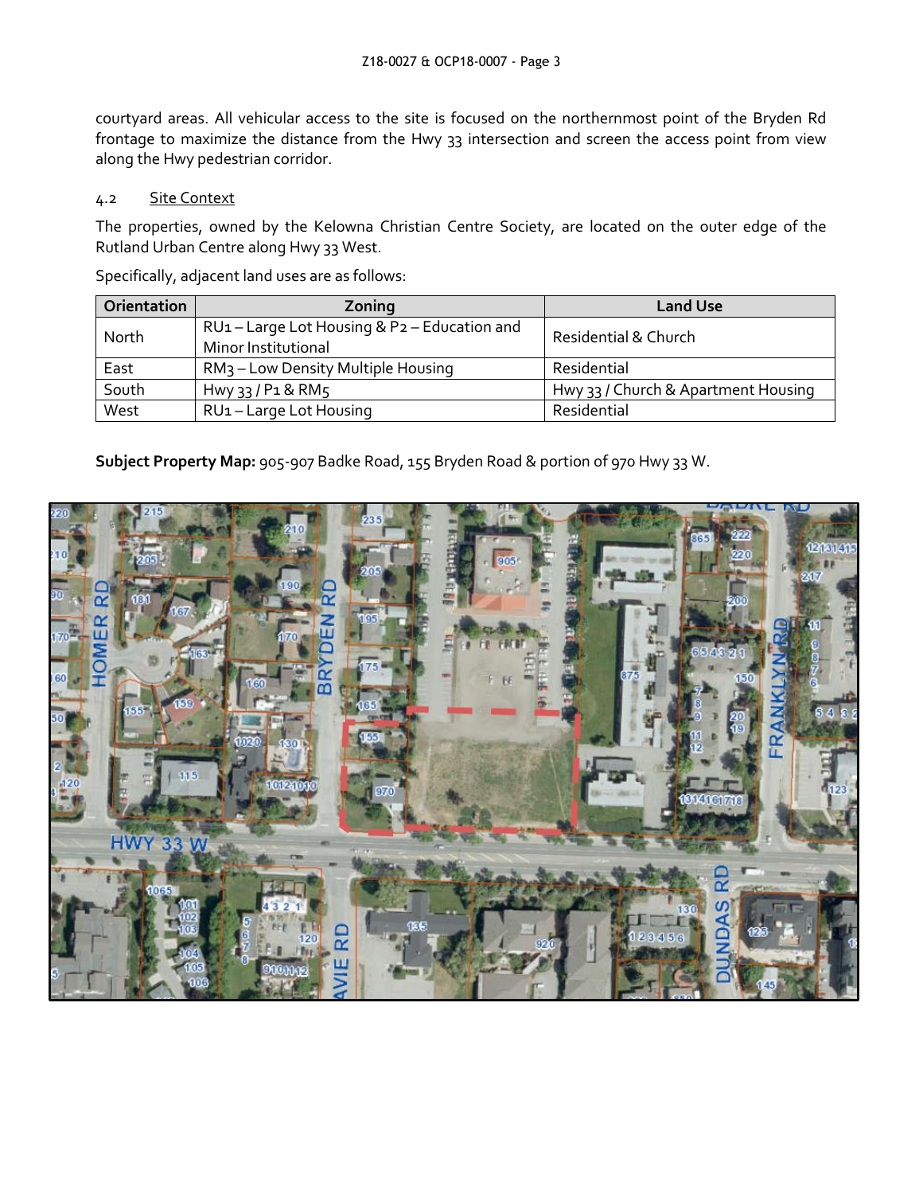courtyard areas. All vehicular access to the site is focused on the northernmost point of the Bryden Rd frontage to maximize the distance from the Hwy 33 intersection and screen the access point from view along the Hwy pedestrian corridor.

### 4.2 Site Context

The properties, owned by the Kelowna Christian Centre Society, are located on the outer edge of the Rutland Urban Centre along Hwy 33 West.

Specifically, adjacent land uses are as follows:

| Orientation | Zoning | Land Use |
|---|---|---|
| North | RU1 – Large Lot Housing & P2 – Education and Minor Institutional | Residential & Church |
| East | RM3 – Low Density Multiple Housing | Residential |
| South | Hwy 33 / P1 & RM5 | Hwy 33 / Church & Apartment Housing |
| West | RU1 – Large Lot Housing | Residential |

**Subject Property Map:** 905-907 Badke Road, 155 Bryden Road & portion of 970 Hwy 33 W.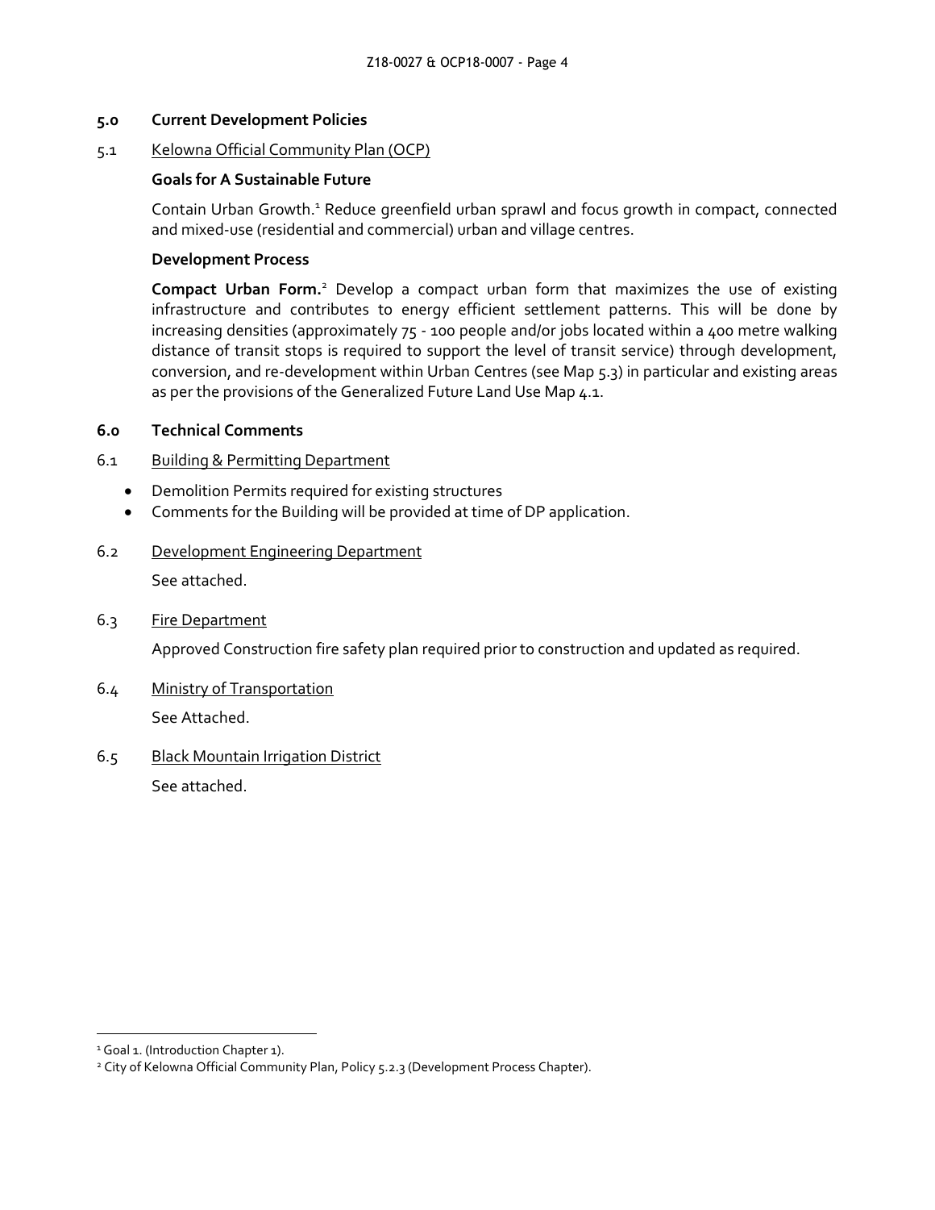## 5.0 Current Development Policies

### 5.1 Kelowna Official Community Plan (OCP)

**Goals for A Sustainable Future**

Contain Urban Growth.[1] Reduce greenfield urban sprawl and focus growth in compact, connected and mixed-use (residential and commercial) urban and village centres.

**Development Process**

**Compact Urban Form.**[2] Develop a compact urban form that maximizes the use of existing infrastructure and contributes to energy efficient settlement patterns. This will be done by increasing densities (approximately 75 - 100 people and/or jobs located within a 400 metre walking distance of transit stops is required to support the level of transit service) through development, conversion, and re-development within Urban Centres (see Map 5.3) in particular and existing areas as per the provisions of the Generalized Future Land Use Map 4.1.

## 6.0 Technical Comments

### 6.1 Building & Permitting Department

- Demolition Permits required for existing structures
- Comments for the Building will be provided at time of DP application.

### 6.2 Development Engineering Department

See attached.

### 6.3 Fire Department

Approved Construction fire safety plan required prior to construction and updated as required.

### 6.4 Ministry of Transportation

See Attached.

### 6.5 Black Mountain Irrigation District

See attached.

---

[1] Goal 1. (Introduction Chapter 1).

[2] City of Kelowna Official Community Plan, Policy 5.2.3 (Development Process Chapter).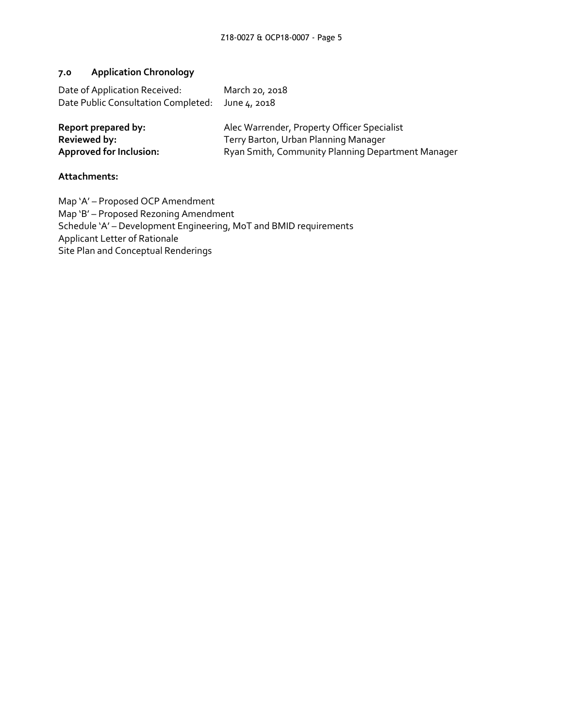## 7.0 Application Chronology

Date of Application Received: March 20, 2018
Date Public Consultation Completed: June 4, 2018

**Report prepared by:** Alec Warrender, Property Officer Specialist
**Reviewed by:** Terry Barton, Urban Planning Manager
**Approved for Inclusion:** Ryan Smith, Community Planning Department Manager

**Attachments:**

Map 'A' – Proposed OCP Amendment
Map 'B' – Proposed Rezoning Amendment
Schedule 'A' – Development Engineering, MoT and BMID requirements
Applicant Letter of Rationale
Site Plan and Conceptual Renderings